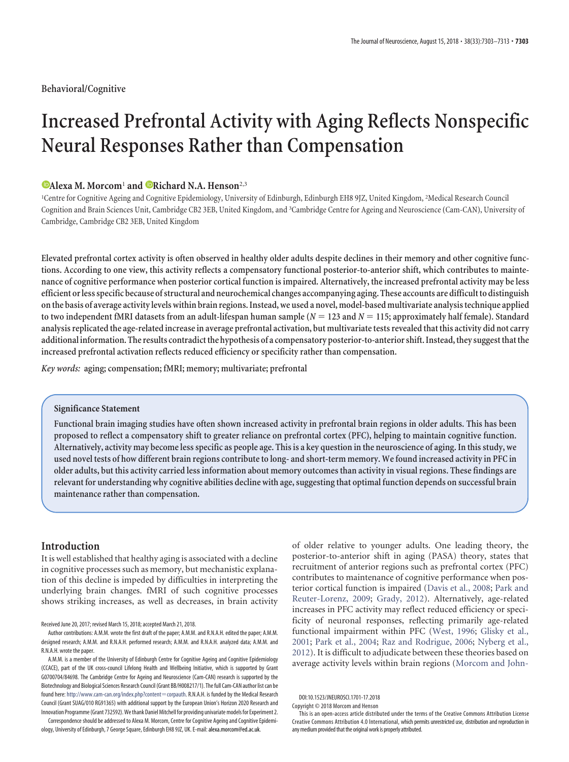Behavioral/Cognitive

# Increased Prefrontal Activity with Aging Reflects Nonspecific Neural Responses Rather than Compensation

**Alexa M. Morcom**[1] **and Richard N.A. Henson**[2,3]

[1]Centre for Cognitive Ageing and Cognitive Epidemiology, University of Edinburgh, Edinburgh EH8 9JZ, United Kingdom, [2]Medical Research Council Cognition and Brain Sciences Unit, Cambridge CB2 3EB, United Kingdom, and [3]Cambridge Centre for Ageing and Neuroscience (Cam-CAN), University of Cambridge, Cambridge CB2 3EB, United Kingdom

**Elevated prefrontal cortex activity is often observed in healthy older adults despite declines in their memory and other cognitive functions. According to one view, this activity reflects a compensatory functional posterior-to-anterior shift, which contributes to maintenance of cognitive performance when posterior cortical function is impaired. Alternatively, the increased prefrontal activity may be less efficient or less specific because of structural and neurochemical changes accompanying aging. These accounts are difficult to distinguish on the basis of average activity levels within brain regions. Instead, we used a novel, model-based multivariate analysis technique applied to two independent fMRI datasets from an adult-lifespan human sample ($N = 123$ and $N = 115$; approximately half female). Standard analysis replicated the age-related increase in average prefrontal activation, but multivariate tests revealed that this activity did not carry additional information. The results contradict the hypothesis of a compensatory posterior-to-anterior shift. Instead, they suggest that the increased prefrontal activation reflects reduced efficiency or specificity rather than compensation.**

*Key words:* aging; compensation; fMRI; memory; multivariate; prefrontal

**Significance Statement**

**Functional brain imaging studies have often shown increased activity in prefrontal brain regions in older adults. This has been proposed to reflect a compensatory shift to greater reliance on prefrontal cortex (PFC), helping to maintain cognitive function. Alternatively, activity may become less specific as people age. This is a key question in the neuroscience of aging. In this study, we used novel tests of how different brain regions contribute to long- and short-term memory. We found increased activity in PFC in older adults, but this activity carried less information about memory outcomes than activity in visual regions. These findings are relevant for understanding why cognitive abilities decline with age, suggesting that optimal function depends on successful brain maintenance rather than compensation.**

## Introduction

It is well established that healthy aging is associated with a decline in cognitive processes such as memory, but mechanistic explanation of this decline is impeded by difficulties in interpreting the underlying brain changes. fMRI of such cognitive processes shows striking increases, as well as decreases, in brain activity of older relative to younger adults. One leading theory, the posterior-to-anterior shift in aging (PASA) theory, states that recruitment of anterior regions such as prefrontal cortex (PFC) contributes to maintenance of cognitive performance when posterior cortical function is impaired (Davis et al., 2008; Park and Reuter-Lorenz, 2009; Grady, 2012). Alternatively, age-related increases in PFC activity may reflect reduced efficiency or specificity of neuronal responses, reflecting primarily age-related functional impairment within PFC (West, 1996; Glisky et al., 2001; Park et al., 2004; Raz and Rodrigue, 2006; Nyberg et al., 2012). It is difficult to adjudicate between these theories based on average activity levels within brain regions (Morcom and John-

Received June 20, 2017; revised March 15, 2018; accepted March 21, 2018.

Author contributions: A.M.M. wrote the first draft of the paper; A.M.M. and R.N.A.H. edited the paper; A.M.M. designed research; A.M.M. and R.N.A.H. performed research; A.M.M. and R.N.A.H. analyzed data; A.M.M. and R.N.A.H. wrote the paper.

A.M.M. is a member of the University of Edinburgh Centre for Cognitive Ageing and Cognitive Epidemiology (CCACE), part of the UK cross-council Lifelong Health and Wellbeing Initiative, which is supported by Grant G0700704/84698. The Cambridge Centre for Ageing and Neuroscience (Cam-CAN) research is supported by the Biotechnology and Biological Sciences Research Council (Grant BB/H008217/1). The full Cam-CAN author list can be found here: http://www.cam-can.org/index.php?content=corpauth. R.N.A.H. is funded by the Medical Research Council (Grant SUAG/010 RG91365) with additional support by the European Union's Horizon 2020 Research and Innovation Programme (Grant 732592). We thank Daniel Mitchell for providing univariate models for Experiment 2.

Correspondence should be addressed to Alexa M. Morcom, Centre for Cognitive Ageing and Cognitive Epidemiology, University of Edinburgh, 7 George Square, Edinburgh EH8 9JZ, UK. E-mail: alexa.morcom@ed.ac.uk.

DOI:10.1523/JNEUROSCI.1701-17.2018

Copyright © 2018 Morcom and Henson

This is an open-access article distributed under the terms of the Creative Commons Attribution License Creative Commons Attribution 4.0 International, which permits unrestricted use, distribution and reproduction in any medium provided that the original work is properly attributed.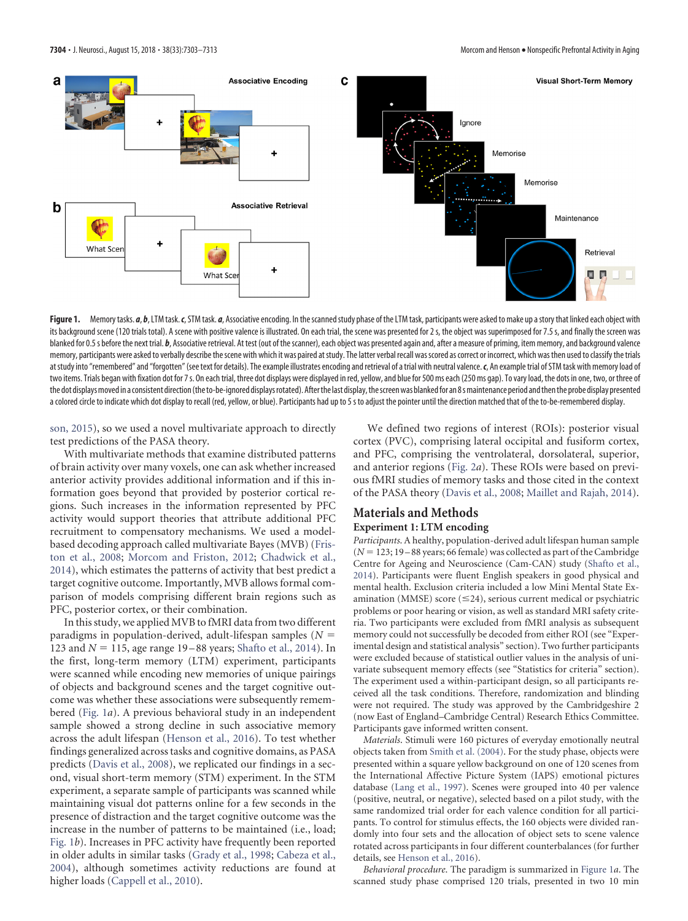**Figure 1.** Memory tasks. ***a***, ***b***, LTM task. ***c***, STM task. ***a***, Associative encoding. In the scanned study phase of the LTM task, participants were asked to make up a story that linked each object with its background scene (120 trials total). A scene with positive valence is illustrated. On each trial, the scene was presented for 2 s, the object was superimposed for 7.5 s, and finally the screen was blanked for 0.5 s before the next trial. ***b***, Associative retrieval. At test (out of the scanner), each object was presented again and, after a measure of priming, item memory, and background valence memory, participants were asked to verbally describe the scene with which it was paired at study. The latter verbal recall was scored as correct or incorrect, which was then used to classify the trials at study into "remembered" and "forgotten" (see text for details). The example illustrates encoding and retrieval of a trial with neutral valence. ***c***, An example trial of STM task with memory load of two items. Trials began with fixation dot for 7 s. On each trial, three dot displays were displayed in red, yellow, and blue for 500 ms each (250 ms gap). To vary load, the dots in one, two, or three of the dot displays moved in a consistent direction (the to-be-ignored displays rotated). After the last display, the screen was blanked for an 8 s maintenance period and then the probe display presented a colored circle to indicate which dot display to recall (red, yellow, or blue). Participants had up to 5 s to adjust the pointer until the direction matched that of the to-be-remembered display.

son, 2015), so we used a novel multivariate approach to directly test predictions of the PASA theory.

With multivariate methods that examine distributed patterns of brain activity over many voxels, one can ask whether increased anterior activity provides additional information and if this information goes beyond that provided by posterior cortical regions. Such increases in the information represented by PFC activity would support theories that attribute additional PFC recruitment to compensatory mechanisms. We used a model-based decoding approach called multivariate Bayes (MVB) (Friston et al., 2008; Morcom and Friston, 2012; Chadwick et al., 2014), which estimates the patterns of activity that best predict a target cognitive outcome. Importantly, MVB allows formal comparison of models comprising different brain regions such as PFC, posterior cortex, or their combination.

In this study, we applied MVB to fMRI data from two different paradigms in population-derived, adult-lifespan samples ($N$ = 123 and $N$ = 115, age range 19–88 years; Shafto et al., 2014). In the first, long-term memory (LTM) experiment, participants were scanned while encoding new memories of unique pairings of objects and background scenes and the target cognitive outcome was whether these associations were subsequently remembered (Fig. 1*a*). A previous behavioral study in an independent sample showed a strong decline in such associative memory across the adult lifespan (Henson et al., 2016). To test whether findings generalized across tasks and cognitive domains, as PASA predicts (Davis et al., 2008), we replicated our findings in a second, visual short-term memory (STM) experiment. In the STM experiment, a separate sample of participants was scanned while maintaining visual dot patterns online for a few seconds in the presence of distraction and the target cognitive outcome was the increase in the number of patterns to be maintained (i.e., load; Fig. 1*b*). Increases in PFC activity have frequently been reported in older adults in similar tasks (Grady et al., 1998; Cabeza et al., 2004), although sometimes activity reductions are found at higher loads (Cappell et al., 2010).

We defined two regions of interest (ROIs): posterior visual cortex (PVC), comprising lateral occipital and fusiform cortex, and PFC, comprising the ventrolateral, dorsolateral, superior, and anterior regions (Fig. 2*a*). These ROIs were based on previous fMRI studies of memory tasks and those cited in the context of the PASA theory (Davis et al., 2008; Maillet and Rajah, 2014).

## Materials and Methods

### Experiment 1: LTM encoding

*Participants.* A healthy, population-derived adult lifespan human sample ($N$ = 123; 19–88 years; 66 female) was collected as part of the Cambridge Centre for Ageing and Neuroscience (Cam-CAN) study (Shafto et al., 2014). Participants were fluent English speakers in good physical and mental health. Exclusion criteria included a low Mini Mental State Examination (MMSE) score ($\leq$24), serious current medical or psychiatric problems or poor hearing or vision, as well as standard MRI safety criteria. Two participants were excluded from fMRI analysis as subsequent memory could not successfully be decoded from either ROI (see "Experimental design and statistical analysis" section). Two further participants were excluded because of statistical outlier values in the analysis of univariate subsequent memory effects (see "Statistics for criteria" section). The experiment used a within-participant design, so all participants received all the task conditions. Therefore, randomization and blinding were not required. The study was approved by the Cambridgeshire 2 (now East of England–Cambridge Central) Research Ethics Committee. Participants gave informed written consent.

*Materials.* Stimuli were 160 pictures of everyday emotionally neutral objects taken from Smith et al. (2004). For the study phase, objects were presented within a square yellow background on one of 120 scenes from the International Affective Picture System (IAPS) emotional pictures database (Lang et al., 1997). Scenes were grouped into 40 per valence (positive, neutral, or negative), selected based on a pilot study, with the same randomized trial order for each valence condition for all participants. To control for stimulus effects, the 160 objects were divided randomly into four sets and the allocation of object sets to scene valence rotated across participants in four different counterbalances (for further details, see Henson et al., 2016).

*Behavioral procedure.* The paradigm is summarized in Figure 1*a*. The scanned study phase comprised 120 trials, presented in two 10 min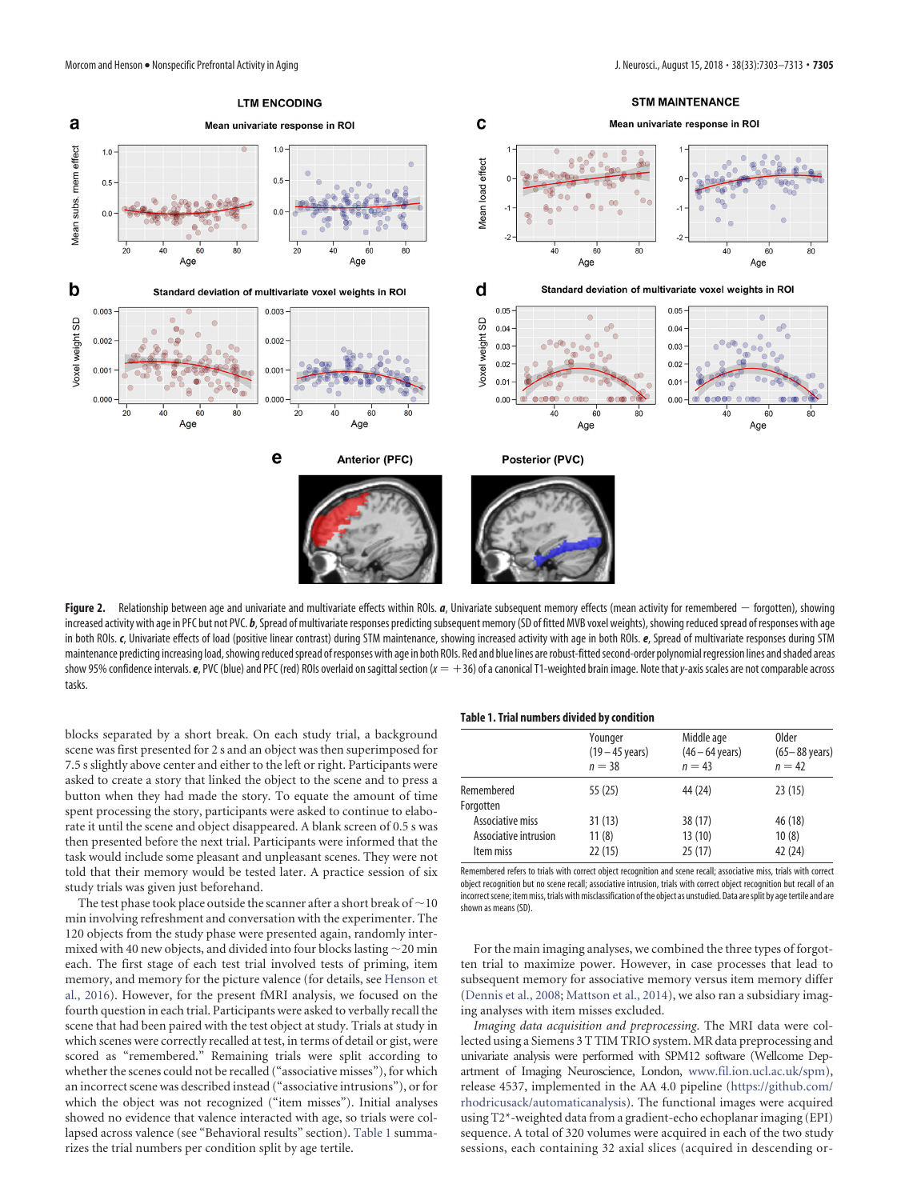**Figure 2.** Relationship between age and univariate and multivariate effects within ROIs. ***a***, Univariate subsequent memory effects (mean activity for remembered − forgotten), showing increased activity with age in PFC but not PVC. ***b***, Spread of multivariate responses predicting subsequent memory (SD of fitted MVB voxel weights), showing reduced spread of responses with age in both ROIs. ***c***, Univariate effects of load (positive linear contrast) during STM maintenance, showing increased activity with age in both ROIs. ***d***, Spread of multivariate responses during STM maintenance predicting increasing load, showing reduced spread of responses with age in both ROIs. Red and blue lines are robust-fitted second-order polynomial regression lines and shaded areas show 95% confidence intervals. ***e***, PVC (blue) and PFC (red) ROIs overlaid on sagittal section ($x = +36$) of a canonical T1-weighted brain image. Note that *y*-axis scales are not comparable across tasks.

blocks separated by a short break. On each study trial, a background scene was first presented for 2 s and an object was then superimposed for 7.5 s slightly above center and either to the left or right. Participants were asked to create a story that linked the object to the scene and to press a button when they had made the story. To equate the amount of time spent processing the story, participants were asked to continue to elaborate it until the scene and object disappeared. A blank screen of 0.5 s was then presented before the next trial. Participants were informed that the task would include some pleasant and unpleasant scenes. They were not told that their memory would be tested later. A practice session of six study trials was given just beforehand.

The test phase took place outside the scanner after a short break of ~10 min involving refreshment and conversation with the experimenter. The 120 objects from the study phase were presented again, randomly intermixed with 40 new objects, and divided into four blocks lasting ~20 min each. The first stage of each test trial involved tests of priming, item memory, and memory for the picture valence (for details, see Henson et al., 2016). However, for the present fMRI analysis, we focused on the fourth question in each trial. Participants were asked to verbally recall the scene that had been paired with the test object at study. Trials at study in which scenes were correctly recalled at test, in terms of detail or gist, were scored as "remembered." Remaining trials were split according to whether the scenes could not be recalled ("associative misses"), for which an incorrect scene was described instead ("associative intrusions"), or for which the object was not recognized ("item misses"). Initial analyses showed no evidence that valence interacted with age, so trials were collapsed across valence (see "Behavioral results" section). Table 1 summarizes the trial numbers per condition split by age tertile.

**Table 1. Trial numbers divided by condition**

| | Younger (19–45 years) $n = 38$ | Middle age (46–64 years) $n = 43$ | Older (65–88 years) $n = 42$ |
|---|---|---|---|
| Remembered | 55 (25) | 44 (24) | 23 (15) |
| Forgotten | | | |
| Associative miss | 31 (13) | 38 (17) | 46 (18) |
| Associative intrusion | 11 (8) | 13 (10) | 10 (8) |
| Item miss | 22 (15) | 25 (17) | 42 (24) |

Remembered refers to trials with correct object recognition and scene recall; associative miss, trials with correct object recognition but no scene recall; associative intrusion, trials with correct object recognition but recall of an incorrect scene; item miss, trials with misclassification of the object as unstudied. Data are split by age tertile and are shown as means (SD).

For the main imaging analyses, we combined the three types of forgotten trial to maximize power. However, in case processes that lead to subsequent memory for associative memory versus item memory differ (Dennis et al., 2008; Mattson et al., 2014), we also ran a subsidiary imaging analyses with item misses excluded.

*Imaging data acquisition and preprocessing.* The MRI data were collected using a Siemens 3 T TIM TRIO system. MR data preprocessing and univariate analysis were performed with SPM12 software (Wellcome Department of Imaging Neuroscience, London, www.fil.ion.ucl.ac.uk/spm), release 4537, implemented in the AA 4.0 pipeline (https://github.com/rhodricusack/automaticanalysis). The functional images were acquired using T2*-weighted data from a gradient-echo echoplanar imaging (EPI) sequence. A total of 320 volumes were acquired in each of the two study sessions, each containing 32 axial slices (acquired in descending or-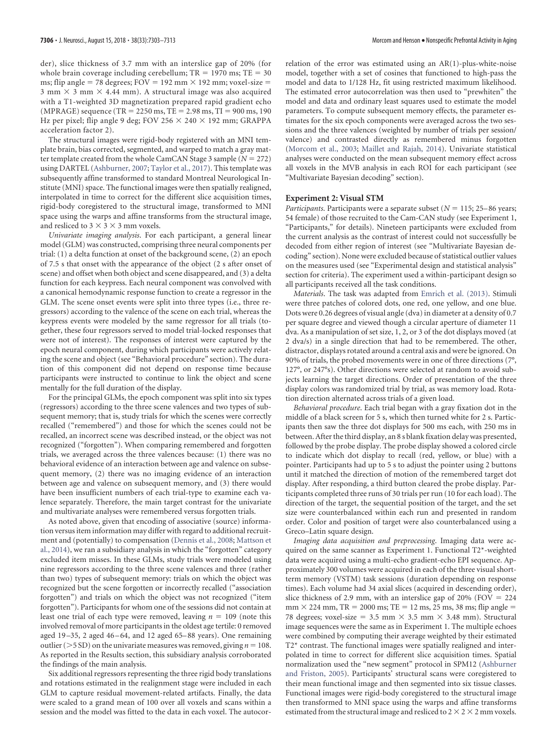der), slice thickness of 3.7 mm with an interslice gap of 20% (for whole brain coverage including cerebellum; TR = 1970 ms; TE = 30 ms; flip angle = 78 degrees; FOV = 192 mm × 192 mm; voxel-size = 3 mm × 3 mm × 4.44 mm). A structural image was also acquired with a T1-weighted 3D magnetization prepared rapid gradient echo (MPRAGE) sequence (TR = 2250 ms, TE = 2.98 ms, TI = 900 ms, 190 Hz per pixel; flip angle 9 deg; FOV 256 × 240 × 192 mm; GRAPPA acceleration factor 2).

The structural images were rigid-body registered with an MNI template brain, bias corrected, segmented, and warped to match a gray matter template created from the whole CamCAN Stage 3 sample (N = 272) using DARTEL (Ashburner, 2007; Taylor et al., 2017). This template was subsequently affine transformed to standard Montreal Neurological Institute (MNI) space. The functional images were then spatially realigned, interpolated in time to correct for the different slice acquisition times, rigid-body coregistered to the structural image, transformed to MNI space using the warps and affine transforms from the structural image, and resliced to 3 × 3 × 3 mm voxels.

*Univariate imaging analysis*. For each participant, a general linear model (GLM) was constructed, comprising three neural components per trial: (1) a delta function at onset of the background scene, (2) an epoch of 7.5 s that onset with the appearance of the object (2 s after onset of scene) and offset when both object and scene disappeared, and (3) a delta function for each keypress. Each neural component was convolved with a canonical hemodynamic response function to create a regressor in the GLM. The scene onset events were split into three types (i.e., three regressors) according to the valence of the scene on each trial, whereas the keypress events were modeled by the same regressor for all trials (together, these four regressors served to model trial-locked responses that were not of interest). The responses of interest were captured by the epoch neural component, during which participants were actively relating the scene and object (see "Behavioral procedure" section). The duration of this component did not depend on response time because participants were instructed to continue to link the object and scene mentally for the full duration of the display.

For the principal GLMs, the epoch component was split into six types (regressors) according to the three scene valences and two types of subsequent memory; that is, study trials for which the scenes were correctly recalled ("remembered") and those for which the scenes could not be recalled, an incorrect scene was described instead, or the object was not recognized ("forgotten"). When comparing remembered and forgotten trials, we averaged across the three valences because: (1) there was no behavioral evidence of an interaction between age and valence on subsequent memory, (2) there was no imaging evidence of an interaction between age and valence on subsequent memory, and (3) there would have been insufficient numbers of each trial-type to examine each valence separately. Therefore, the main target contrast for the univariate and multivariate analyses were remembered versus forgotten trials.

As noted above, given that encoding of associative (source) information versus item information may differ with regard to additional recruitment and (potentially) to compensation (Dennis et al., 2008; Mattson et al., 2014), we ran a subsidiary analysis in which the "forgotten" category excluded item misses. In these GLMs, study trials were modeled using nine regressors according to the three scene valences and three (rather than two) types of subsequent memory: trials on which the object was recognized but the scene forgotten or incorrectly recalled ("association forgotten") and trials on which the object was not recognized ("item forgotten"). Participants for whom one of the sessions did not contain at least one trial of each type were removed, leaving n = 109 (note this involved removal of more participants in the oldest age tertile: 0 removed aged 19–35, 2 aged 46–64, and 12 aged 65–88 years). One remaining outlier (>5 SD) on the univariate measures was removed, giving n = 108. As reported in the Results section, this subsidiary analysis corroborated the findings of the main analysis.

Six additional regressors representing the three rigid body translations and rotations estimated in the realignment stage were included in each GLM to capture residual movement-related artifacts. Finally, the data were scaled to a grand mean of 100 over all voxels and scans within a session and the model was fitted to the data in each voxel. The autocorrelation of the error was estimated using an AR(1)-plus-white-noise model, together with a set of cosines that functioned to high-pass the model and data to 1/128 Hz, fit using restricted maximum likelihood. The estimated error autocorrelation was then used to "prewhiten" the model and data and ordinary least squares used to estimate the model parameters. To compute subsequent memory effects, the parameter estimates for the six epoch components were averaged across the two sessions and the three valences (weighted by number of trials per session/valence) and contrasted directly as remembered minus forgotten (Morcom et al., 2003; Maillet and Rajah, 2014). Univariate statistical analyses were conducted on the mean subsequent memory effect across all voxels in the MVB analysis in each ROI for each participant (see "Multivariate Bayesian decoding" section).

## Experiment 2: Visual STM

*Participants*. Participants were a separate subset (N = 115; 25–86 years; 54 female) of those recruited to the Cam-CAN study (see Experiment 1, "Participants," for details). Nineteen participants were excluded from the current analysis as the contrast of interest could not successfully be decoded from either region of interest (see "Multivariate Bayesian decoding" section). None were excluded because of statistical outlier values on the measures used (see "Experimental design and statistical analysis" section for criteria). The experiment used a within-participant design so all participants received all the task conditions.

*Materials*. The task was adapted from Emrich et al. (2013). Stimuli were three patches of colored dots, one red, one yellow, and one blue. Dots were 0.26 degrees of visual angle (dva) in diameter at a density of 0.7 per square degree and viewed though a circular aperture of diameter 11 dva. As a manipulation of set size, 1, 2, or 3 of the dot displays moved (at 2 dva/s) in a single direction that had to be remembered. The other, distractor, displays rotated around a central axis and were be ignored. On 90% of trials, the probed movements were in one of three directions (7°, 127°, or 247°s). Other directions were selected at random to avoid subjects learning the target directions. Order of presentation of the three display colors was randomized trial by trial, as was memory load. Rotation direction alternated across trials of a given load.

*Behavioral procedure*. Each trial began with a gray fixation dot in the middle of a black screen for 5 s, which then turned white for 2 s. Participants then saw the three dot displays for 500 ms each, with 250 ms in between. After the third display, an 8 s blank fixation delay was presented, followed by the probe display. The probe display showed a colored circle to indicate which dot display to recall (red, yellow, or blue) with a pointer. Participants had up to 5 s to adjust the pointer using 2 buttons until it matched the direction of motion of the remembered target dot display. After responding, a third button cleared the probe display. Participants completed three runs of 30 trials per run (10 for each load). The direction of the target, the sequential position of the target, and the set size were counterbalanced within each run and presented in random order. Color and position of target were also counterbalanced using a Greco–Latin square design.

*Imaging data acquisition and preprocessing*. Imaging data were acquired on the same scanner as Experiment 1. Functional T2*-weighted data were acquired using a multi-echo gradient-echo EPI sequence. Approximately 300 volumes were acquired in each of the three visual short-term memory (VSTM) task sessions (duration depending on response times). Each volume had 34 axial slices (acquired in descending order), slice thickness of 2.9 mm, with an interslice gap of 20% (FOV = 224 mm × 224 mm, TR = 2000 ms; TE = 12 ms, 25 ms, 38 ms; flip angle = 78 degrees; voxel-size = 3.5 mm × 3.5 mm × 3.48 mm). Structural image sequences were the same as in Experiment 1. The multiple echoes were combined by computing their average weighted by their estimated T2* contrast. The functional images were spatially realigned and interpolated in time to correct for different slice acquisition times. Spatial normalization used the "new segment" protocol in SPM12 (Ashburner and Friston, 2005). Participants' structural scans were coregistered to their mean functional image and then segmented into six tissue classes. Functional images were rigid-body coregistered to the structural image then transformed to MNI space using the warps and affine transforms estimated from the structural image and resliced to 2 × 2 × 2 mm voxels.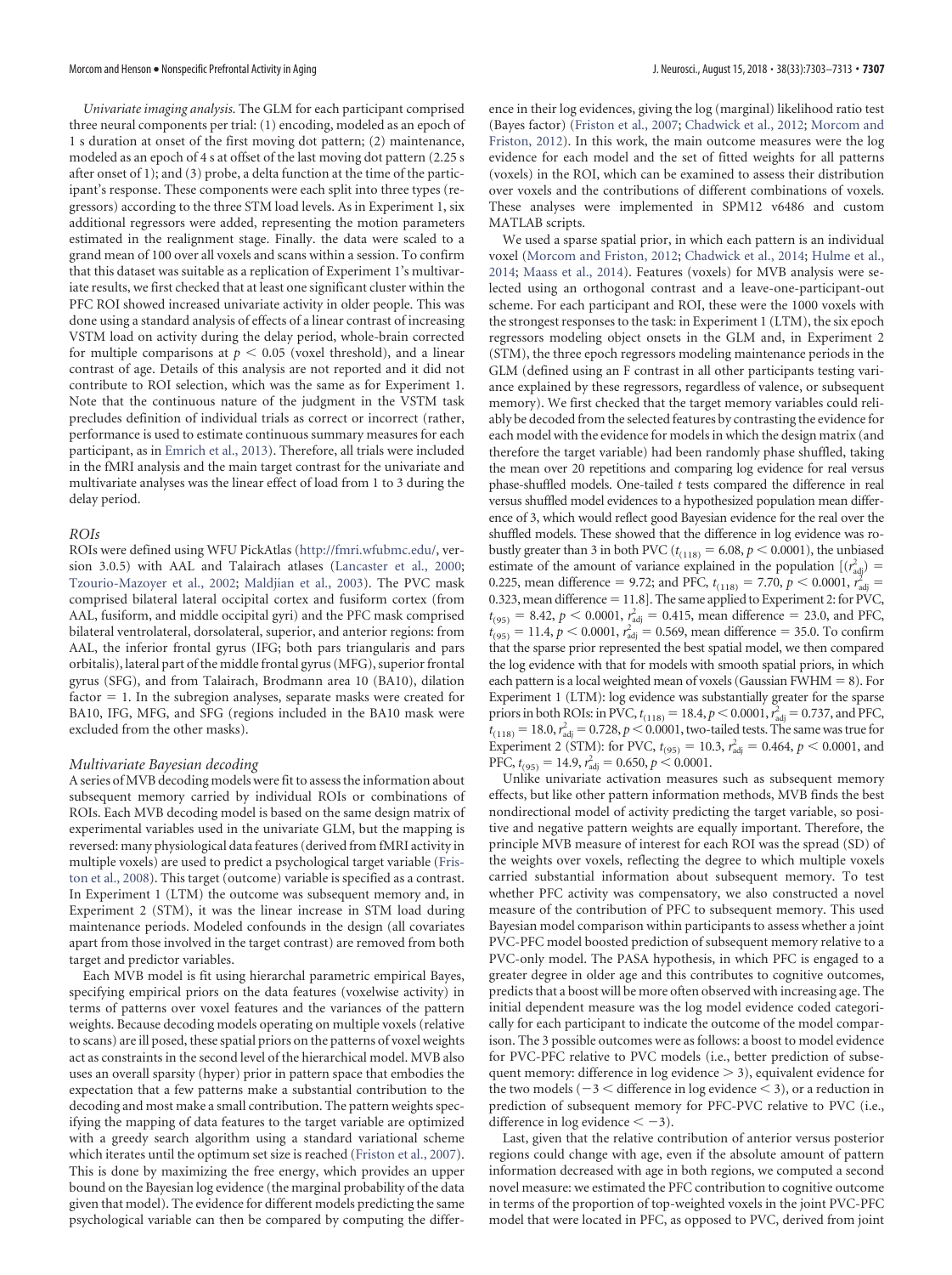*Univariate imaging analysis.* The GLM for each participant comprised three neural components per trial: (1) encoding, modeled as an epoch of 1 s duration at onset of the first moving dot pattern; (2) maintenance, modeled as an epoch of 4 s at offset of the last moving dot pattern (2.25 s after onset of 1); and (3) probe, a delta function at the time of the participant's response. These components were each split into three types (regressors) according to the three STM load levels. As in Experiment 1, six additional regressors were added, representing the motion parameters estimated in the realignment stage. Finally. the data were scaled to a grand mean of 100 over all voxels and scans within a session. To confirm that this dataset was suitable as a replication of Experiment 1's multivariate results, we first checked that at least one significant cluster within the PFC ROI showed increased univariate activity in older people. This was done using a standard analysis of effects of a linear contrast of increasing VSTM load on activity during the delay period, whole-brain corrected for multiple comparisons at $p < 0.05$ (voxel threshold), and a linear contrast of age. Details of this analysis are not reported and it did not contribute to ROI selection, which was the same as for Experiment 1. Note that the continuous nature of the judgment in the VSTM task precludes definition of individual trials as correct or incorrect (rather, performance is used to estimate continuous summary measures for each participant, as in Emrich et al., 2013). Therefore, all trials were included in the fMRI analysis and the main target contrast for the univariate and multivariate analyses was the linear effect of load from 1 to 3 during the delay period.

### ROIs

ROIs were defined using WFU PickAtlas (http://fmri.wfubmc.edu/, version 3.0.5) with AAL and Talairach atlases (Lancaster et al., 2000; Tzourio-Mazoyer et al., 2002; Maldjian et al., 2003). The PVC mask comprised bilateral lateral occipital cortex and fusiform cortex (from AAL, fusiform, and middle occipital gyri) and the PFC mask comprised bilateral ventrolateral, dorsolateral, superior, and anterior regions: from AAL, the inferior frontal gyrus (IFG; both pars triangularis and pars orbitalis), lateral part of the middle frontal gyrus (MFG), superior frontal gyrus (SFG), and from Talairach, Brodmann area 10 (BA10), dilation factor = 1. In the subregion analyses, separate masks were created for BA10, IFG, MFG, and SFG (regions included in the BA10 mask were excluded from the other masks).

### Multivariate Bayesian decoding

A series of MVB decoding models were fit to assess the information about subsequent memory carried by individual ROIs or combinations of ROIs. Each MVB decoding model is based on the same design matrix of experimental variables used in the univariate GLM, but the mapping is reversed: many physiological data features (derived from fMRI activity in multiple voxels) are used to predict a psychological target variable (Friston et al., 2008). This target (outcome) variable is specified as a contrast. In Experiment 1 (LTM) the outcome was subsequent memory and, in Experiment 2 (STM), it was the linear increase in STM load during maintenance periods. Modeled confounds in the design (all covariates apart from those involved in the target contrast) are removed from both target and predictor variables.

Each MVB model is fit using hierarchal parametric empirical Bayes, specifying empirical priors on the data features (voxelwise activity) in terms of patterns over voxel features and the variances of the pattern weights. Because decoding models operating on multiple voxels (relative to scans) are ill posed, these spatial priors on the patterns of voxel weights act as constraints in the second level of the hierarchical model. MVB also uses an overall sparsity (hyper) prior in pattern space that embodies the expectation that a few patterns make a substantial contribution to the decoding and most make a small contribution. The pattern weights specifying the mapping of data features to the target variable are optimized with a greedy search algorithm using a standard variational scheme which iterates until the optimum set size is reached (Friston et al., 2007). This is done by maximizing the free energy, which provides an upper bound on the Bayesian log evidence (the marginal probability of the data given that model). The evidence for different models predicting the same psychological variable can then be compared by computing the difference in their log evidences, giving the log (marginal) likelihood ratio test (Bayes factor) (Friston et al., 2007; Chadwick et al., 2012; Morcom and Friston, 2012). In this work, the main outcome measures were the log evidence for each model and the set of fitted weights for all patterns (voxels) in the ROI, which can be examined to assess their distribution over voxels and the contributions of different combinations of voxels. These analyses were implemented in SPM12 v6486 and custom MATLAB scripts.

We used a sparse spatial prior, in which each pattern is an individual voxel (Morcom and Friston, 2012; Chadwick et al., 2014; Hulme et al., 2014; Maass et al., 2014). Features (voxels) for MVB analysis were selected using an orthogonal contrast and a leave-one-participant-out scheme. For each participant and ROI, these were the 1000 voxels with the strongest responses to the task: in Experiment 1 (LTM), the six epoch regressors modeling object onsets in the GLM and, in Experiment 2 (STM), the three epoch regressors modeling maintenance periods in the GLM (defined using an F contrast in all other participants testing variance explained by these regressors, regardless of valence, or subsequent memory). We first checked that the target memory variables could reliably be decoded from the selected features by contrasting the evidence for each model with the evidence for models in which the design matrix (and therefore the target variable) had been randomly phase shuffled, taking the mean over 20 repetitions and comparing log evidence for real versus phase-shuffled models. One-tailed *t* tests compared the difference in real versus shuffled model evidences to a hypothesized population mean difference of 3, which would reflect good Bayesian evidence for the real over the shuffled models. These showed that the difference in log evidence was robustly greater than 3 in both PVC ($t_{(118)} = 6.08$, $p < 0.0001$), the unbiased estimate of the amount of variance explained in the population [$(r^2_{adj})$ = 0.225, mean difference = 9.72; and PFC, $t_{(118)} = 7.70$, $p < 0.0001$, $r^2_{adj}$ = 0.323, mean difference = 11.8]. The same applied to Experiment 2: for PVC, $t_{(95)} = 8.42$, $p < 0.0001$, $r^2_{adj} = 0.415$, mean difference = 23.0, and PFC, $t_{(95)} = 11.4$, $p < 0.0001$, $r^2_{adj} = 0.569$, mean difference = 35.0. To confirm that the sparse prior represented the best spatial model, we then compared the log evidence with that for models with smooth spatial priors, in which each pattern is a local weighted mean of voxels (Gaussian FWHM = 8). For Experiment 1 (LTM): log evidence was substantially greater for the sparse priors in both ROIs: in PVC, $t_{(118)} = 18.4$, $p < 0.0001$, $r^2_{adj} = 0.737$, and PFC, $t_{(118)} = 18.0$, $r^2_{adj} = 0.728$, $p < 0.0001$, two-tailed tests. The same was true for Experiment 2 (STM): for PVC, $t_{(95)} = 10.3$, $r^2_{adj} = 0.464$, $p < 0.0001$, and PFC, $t_{(95)} = 14.9$, $r^2_{adj} = 0.650$, $p < 0.0001$.

Unlike univariate activation measures such as subsequent memory effects, but like other pattern information methods, MVB finds the best nondirectional model of activity predicting the target variable, so positive and negative pattern weights are equally important. Therefore, the principle MVB measure of interest for each ROI was the spread (SD) of the weights over voxels, reflecting the degree to which multiple voxels carried substantial information about subsequent memory. To test whether PFC activity was compensatory, we also constructed a novel measure of the contribution of PFC to subsequent memory. This used Bayesian model comparison within participants to assess whether a joint PVC-PFC model boosted prediction of subsequent memory relative to a PVC-only model. The PASA hypothesis, in which PFC is engaged to a greater degree in older age and this contributes to cognitive outcomes, predicts that a boost will be more often observed with increasing age. The initial dependent measure was the log model evidence coded categorically for each participant to indicate the outcome of the model comparison. The 3 possible outcomes were as follows: a boost to model evidence for PVC-PFC relative to PVC models (i.e., better prediction of subsequent memory: difference in log evidence > 3), equivalent evidence for the two models (−3 < difference in log evidence < 3), or a reduction in prediction of subsequent memory for PFC-PVC relative to PVC (i.e., difference in log evidence < −3).

Last, given that the relative contribution of anterior versus posterior regions could change with age, even if the absolute amount of pattern information decreased with age in both regions, we computed a second novel measure: we estimated the PFC contribution to cognitive outcome in terms of the proportion of top-weighted voxels in the joint PVC-PFC model that were located in PFC, as opposed to PVC, derived from joint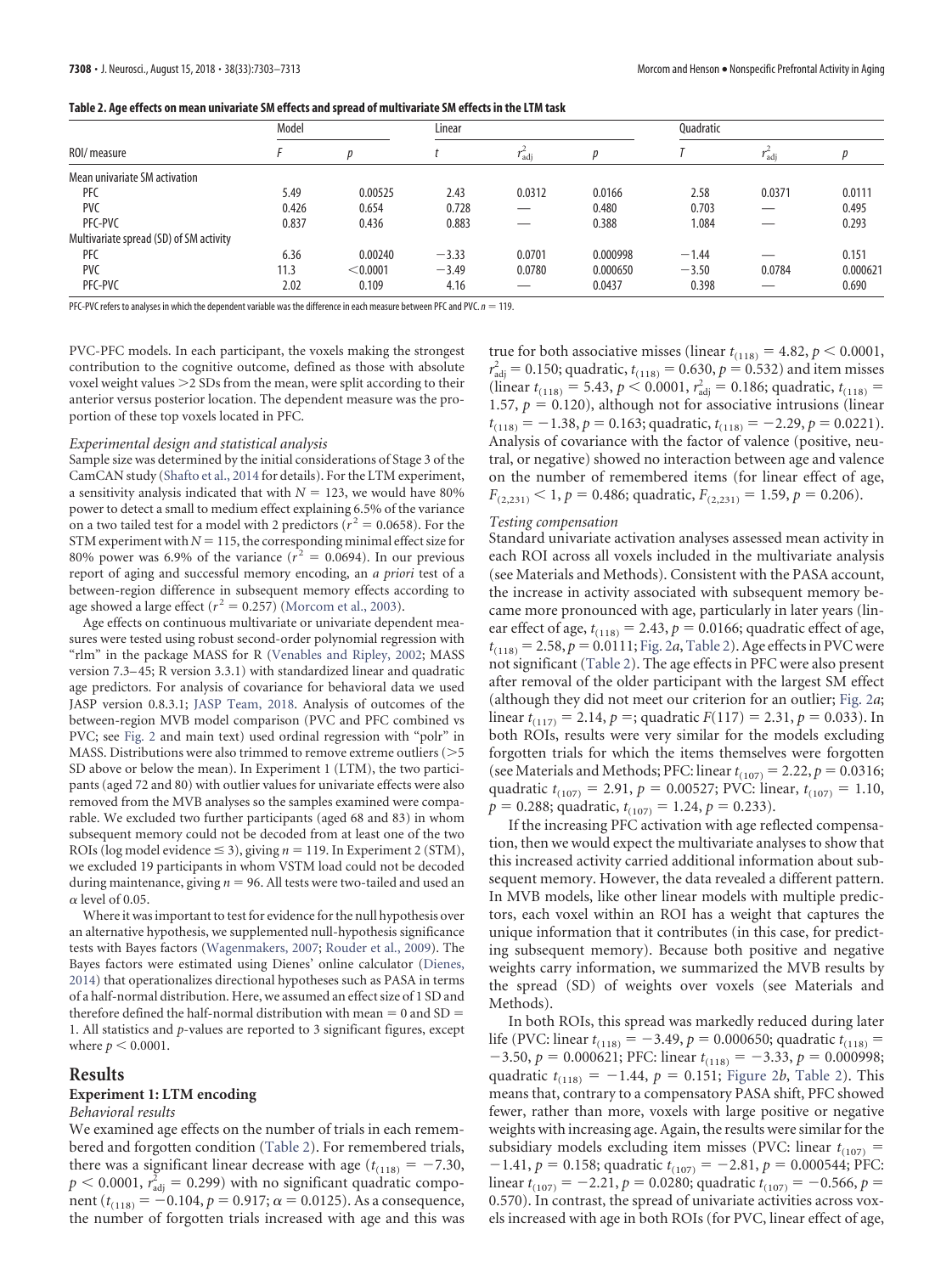**Table 2. Age effects on mean univariate SM effects and spread of multivariate SM effects in the LTM task**

| ROI/measure | Model | | Linear | | | Quadratic | | |
|---|---|---|---|---|---|---|---|---|
| | $F$ | $p$ | $t$ | $r^2_{adj}$ | $p$ | $T$ | $r^2_{adj}$ | $p$ |
| Mean univariate SM activation | | | | | | | | |
| PFC | 5.49 | 0.00525 | 2.43 | 0.0312 | 0.0166 | 2.58 | 0.0371 | 0.0111 |
| PVC | 0.426 | 0.654 | 0.728 | — | 0.480 | 0.703 | — | 0.495 |
| PFC-PVC | 0.837 | 0.436 | 0.883 | — | 0.388 | 1.084 | — | 0.293 |
| Multivariate spread (SD) of SM activity | | | | | | | | |
| PFC | 6.36 | 0.00240 | −3.33 | 0.0701 | 0.000998 | −1.44 | — | 0.151 |
| PVC | 11.3 | <0.0001 | −3.49 | 0.0780 | 0.000650 | −3.50 | 0.0784 | 0.000621 |
| PFC-PVC | 2.02 | 0.109 | 4.16 | — | 0.0437 | 0.398 | — | 0.690 |

PFC-PVC refers to analyses in which the dependent variable was the difference in each measure between PFC and PVC. $n = 119$.

PVC-PFC models. In each participant, the voxels making the strongest contribution to the cognitive outcome, defined as those with absolute voxel weight values >2 SDs from the mean, were split according to their anterior versus posterior location. The dependent measure was the proportion of these top voxels located in PFC.

*Experimental design and statistical analysis*

Sample size was determined by the initial considerations of Stage 3 of the CamCAN study (Shafto et al., 2014 for details). For the LTM experiment, a sensitivity analysis indicated that with $N = 123$, we would have 80% power to detect a small to medium effect explaining 6.5% of the variance on a two tailed test for a model with 2 predictors ($r^2 = 0.0658$). For the STM experiment with $N = 115$, the corresponding minimal effect size for 80% power was 6.9% of the variance ($r^2 = 0.0694$). In our previous report of aging and successful memory encoding, an *a priori* test of a between-region difference in subsequent memory effects according to age showed a large effect ($r^2 = 0.257$) (Morcom et al., 2003).

Age effects on continuous multivariate or univariate dependent measures were tested using robust second-order polynomial regression with "rlm" in the package MASS for R (Venables and Ripley, 2002; MASS version 7.3–45; R version 3.3.1) with standardized linear and quadratic age predictors. For analysis of covariance for behavioral data we used JASP version 0.8.3.1; JASP Team, 2018. Analysis of outcomes of the between-region MVB model comparison (PVC and PFC combined vs PVC; see Fig. 2 and main text) used ordinal regression with "polr" in MASS. Distributions were also trimmed to remove extreme outliers (>5 SD above or below the mean). In Experiment 1 (LTM), the two participants (aged 72 and 80) with outlier values for univariate effects were also removed from the MVB analyses so the samples examined were comparable. We excluded two further participants (aged 68 and 83) in whom subsequent memory could not be decoded from at least one of the two ROIs (log model evidence ≤ 3), giving $n = 119$. In Experiment 2 (STM), we excluded 19 participants in whom VSTM load could not be decoded during maintenance, giving $n = 96$. All tests were two-tailed and used an $\alpha$ level of 0.05.

Where it was important to test for evidence for the null hypothesis over an alternative hypothesis, we supplemented null-hypothesis significance tests with Bayes factors (Wagenmakers, 2007; Rouder et al., 2009). The Bayes factors were estimated using Dienes' online calculator (Dienes, 2014) that operationalizes directional hypotheses such as PASA in terms of a half-normal distribution. Here, we assumed an effect size of 1 SD and therefore defined the half-normal distribution with mean = 0 and SD = 1. All statistics and *p*-values are reported to 3 significant figures, except where $p < 0.0001$.

## Results

### Experiment 1: LTM encoding

*Behavioral results*

We examined age effects on the number of trials in each remembered and forgotten condition (Table 2). For remembered trials, there was a significant linear decrease with age ($t_{(118)} = -7.30$, $p < 0.0001$, $r^2_{adj} = 0.299$) with no significant quadratic component ($t_{(118)} = -0.104$, $p = 0.917$; $\alpha = 0.0125$). As a consequence, the number of forgotten trials increased with age and this was true for both associative misses (linear $t_{(118)} = 4.82$, $p < 0.0001$, $r^2_{adj} = 0.150$; quadratic, $t_{(118)} = 0.630$, $p = 0.532$) and item misses (linear $t_{(118)} = 5.43$, $p < 0.0001$, $r^2_{adj} = 0.186$; quadratic, $t_{(118)} = 1.57$, $p = 0.120$), although not for associative intrusions (linear $t_{(118)} = -1.38$, $p = 0.163$; quadratic, $t_{(118)} = -2.29$, $p = 0.0221$). Analysis of covariance with the factor of valence (positive, neutral, or negative) showed no interaction between age and valence on the number of remembered items (for linear effect of age, $F_{(2,231)} < 1$, $p = 0.486$; quadratic, $F_{(2,231)} = 1.59$, $p = 0.206$).

*Testing compensation*

Standard univariate activation analyses assessed mean activity in each ROI across all voxels included in the multivariate analysis (see Materials and Methods). Consistent with the PASA account, the increase in activity associated with subsequent memory became more pronounced with age, particularly in later years (linear effect of age, $t_{(118)} = 2.43$, $p = 0.0166$; quadratic effect of age, $t_{(118)} = 2.58$, $p = 0.0111$; Fig. 2*a*, Table 2). Age effects in PVC were not significant (Table 2). The age effects in PFC were also present after removal of the older participant with the largest SM effect (although they did not meet our criterion for an outlier; Fig. 2*a*; linear $t_{(117)} = 2.14$, $p =$; quadratic $F(117) = 2.31$, $p = 0.033$). In both ROIs, results were very similar for the models excluding forgotten trials for which the items themselves were forgotten (see Materials and Methods; PFC: linear $t_{(107)} = 2.22$, $p = 0.0316$; quadratic $t_{(107)} = 2.91$, $p = 0.00527$; PVC: linear, $t_{(107)} = 1.10$, $p = 0.288$; quadratic, $t_{(107)} = 1.24$, $p = 0.233$).

If the increasing PFC activation with age reflected compensation, then we would expect the multivariate analyses to show that this increased activity carried additional information about subsequent memory. However, the data revealed a different pattern. In MVB models, like other linear models with multiple predictors, each voxel within an ROI has a weight that captures the unique information that it contributes (in this case, for predicting subsequent memory). Because both positive and negative weights carry information, we summarized the MVB results by the spread (SD) of weights over voxels (see Materials and Methods).

In both ROIs, this spread was markedly reduced during later life (PVC: linear $t_{(118)} = -3.49$, $p = 0.000650$; quadratic $t_{(118)} = -3.50$, $p = 0.000621$; PFC: linear $t_{(118)} = -3.33$, $p = 0.000998$; quadratic $t_{(118)} = -1.44$, $p = 0.151$; Figure 2*b*, Table 2). This means that, contrary to a compensatory PASA shift, PFC showed fewer, rather than more, voxels with large positive or negative weights with increasing age. Again, the results were similar for the subsidiary models excluding item misses (PVC: linear $t_{(107)} = -1.41$, $p = 0.158$; quadratic $t_{(107)} = -2.81$, $p = 0.000544$; PFC: linear $t_{(107)} = -2.21$, $p = 0.0280$; quadratic $t_{(107)} = -0.566$, $p = 0.570$). In contrast, the spread of univariate activities across voxels increased with age in both ROIs (for PVC, linear effect of age,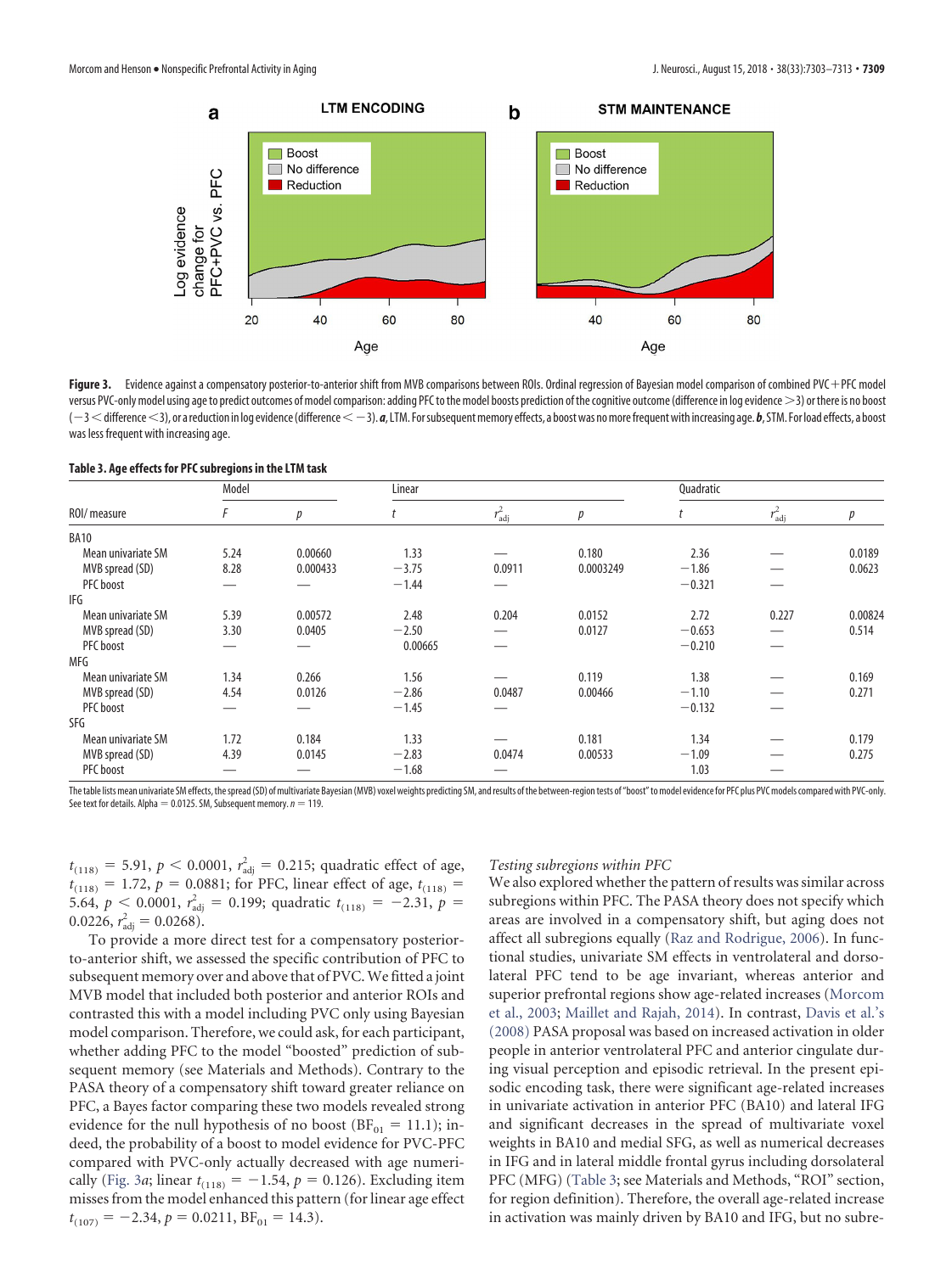**Figure 3.** Evidence against a compensatory posterior-to-anterior shift from MVB comparisons between ROIs. Ordinal regression of Bayesian model comparison of combined PVC+PFC model versus PVC-only model using age to predict outcomes of model comparison: adding PFC to the model boosts prediction of the cognitive outcome (difference in log evidence >3) or there is no boost (−3 < difference <3), or a reduction in log evidence (difference < −3). ***a***, LTM. For subsequent memory effects, a boost was no more frequent with increasing age. ***b***, STM. For load effects, a boost was less frequent with increasing age.

**Table 3. Age effects for PFC subregions in the LTM task**

| ROI/ measure | Model | | Linear | | | Quadratic | | |
|---|---|---|---|---|---|---|---|---|
| | $F$ | $p$ | $t$ | $r^2_{adj}$ | $p$ | $t$ | $r^2_{adj}$ | $p$ |
| BA10 | | | | | | | | |
| Mean univariate SM | 5.24 | 0.00660 | 1.33 | — | 0.180 | 2.36 | — | 0.0189 |
| MVB spread (SD) | 8.28 | 0.000433 | −3.75 | 0.0911 | 0.0003249 | −1.86 | — | 0.0623 |
| PFC boost | — | — | −1.44 | — | | −0.321 | — | |
| IFG | | | | | | | | |
| Mean univariate SM | 5.39 | 0.00572 | 2.48 | 0.204 | 0.0152 | 2.72 | 0.227 | 0.00824 |
| MVB spread (SD) | 3.30 | 0.0405 | −2.50 | — | 0.0127 | −0.653 | — | 0.514 |
| PFC boost | — | — | 0.00665 | — | | −0.210 | — | |
| MFG | | | | | | | | |
| Mean univariate SM | 1.34 | 0.266 | 1.56 | — | 0.119 | 1.38 | — | 0.169 |
| MVB spread (SD) | 4.54 | 0.0126 | −2.86 | 0.0487 | 0.00466 | −1.10 | — | 0.271 |
| PFC boost | — | — | −1.45 | — | | −0.132 | — | |
| SFG | | | | | | | | |
| Mean univariate SM | 1.72 | 0.184 | 1.33 | — | 0.181 | 1.34 | — | 0.179 |
| MVB spread (SD) | 4.39 | 0.0145 | −2.83 | 0.0474 | 0.00533 | −1.09 | — | 0.275 |
| PFC boost | — | — | −1.68 | — | | 1.03 | — | |

The table lists mean univariate SM effects, the spread (SD) of multivariate Bayesian (MVB) voxel weights predicting SM, and results of the between-region tests of "boost" to model evidence for PFC plus PVC models compared with PVC-only. See text for details. Alpha = 0.0125. SM, Subsequent memory. $n = 119$.

$t_{(118)} = 5.91$, $p < 0.0001$, $r^2_{adj} = 0.215$; quadratic effect of age, $t_{(118)} = 1.72$, $p = 0.0881$; for PFC, linear effect of age, $t_{(118)} = 5.64$, $p < 0.0001$, $r^2_{adj} = 0.199$; quadratic $t_{(118)} = -2.31$, $p = 0.0226$, $r^2_{adj} = 0.0268$).

To provide a more direct test for a compensatory posterior-to-anterior shift, we assessed the specific contribution of PFC to subsequent memory over and above that of PVC. We fitted a joint MVB model that included both posterior and anterior ROIs and contrasted this with a model including PVC only using Bayesian model comparison. Therefore, we could ask, for each participant, whether adding PFC to the model "boosted" prediction of subsequent memory (see Materials and Methods). Contrary to the PASA theory of a compensatory shift toward greater reliance on PFC, a Bayes factor comparing these two models revealed strong evidence for the null hypothesis of no boost ($BF_{01} = 11.1$); indeed, the probability of a boost to model evidence for PVC-PFC compared with PVC-only actually decreased with age numerically (Fig. 3*a*; linear $t_{(118)} = -1.54$, $p = 0.126$). Excluding item misses from the model enhanced this pattern (for linear age effect $t_{(107)} = -2.34$, $p = 0.0211$, $BF_{01} = 14.3$).

*Testing subregions within PFC*

We also explored whether the pattern of results was similar across subregions within PFC. The PASA theory does not specify which areas are involved in a compensatory shift, but aging does not affect all subregions equally (Raz and Rodrigue, 2006). In functional studies, univariate SM effects in ventrolateral and dorsolateral PFC tend to be age invariant, whereas anterior and superior prefrontal regions show age-related increases (Morcom et al., 2003; Maillet and Rajah, 2014). In contrast, Davis et al.'s (2008) PASA proposal was based on increased activation in older people in anterior ventrolateral PFC and anterior cingulate during visual perception and episodic retrieval. In the present episodic encoding task, there were significant age-related increases in univariate activation in anterior PFC (BA10) and lateral IFG and significant decreases in the spread of multivariate voxel weights in BA10 and medial SFG, as well as numerical decreases in IFG and in lateral middle frontal gyrus including dorsolateral PFC (MFG) (Table 3; see Materials and Methods, "ROI" section, for region definition). Therefore, the overall age-related increase in activation was mainly driven by BA10 and IFG, but no subre-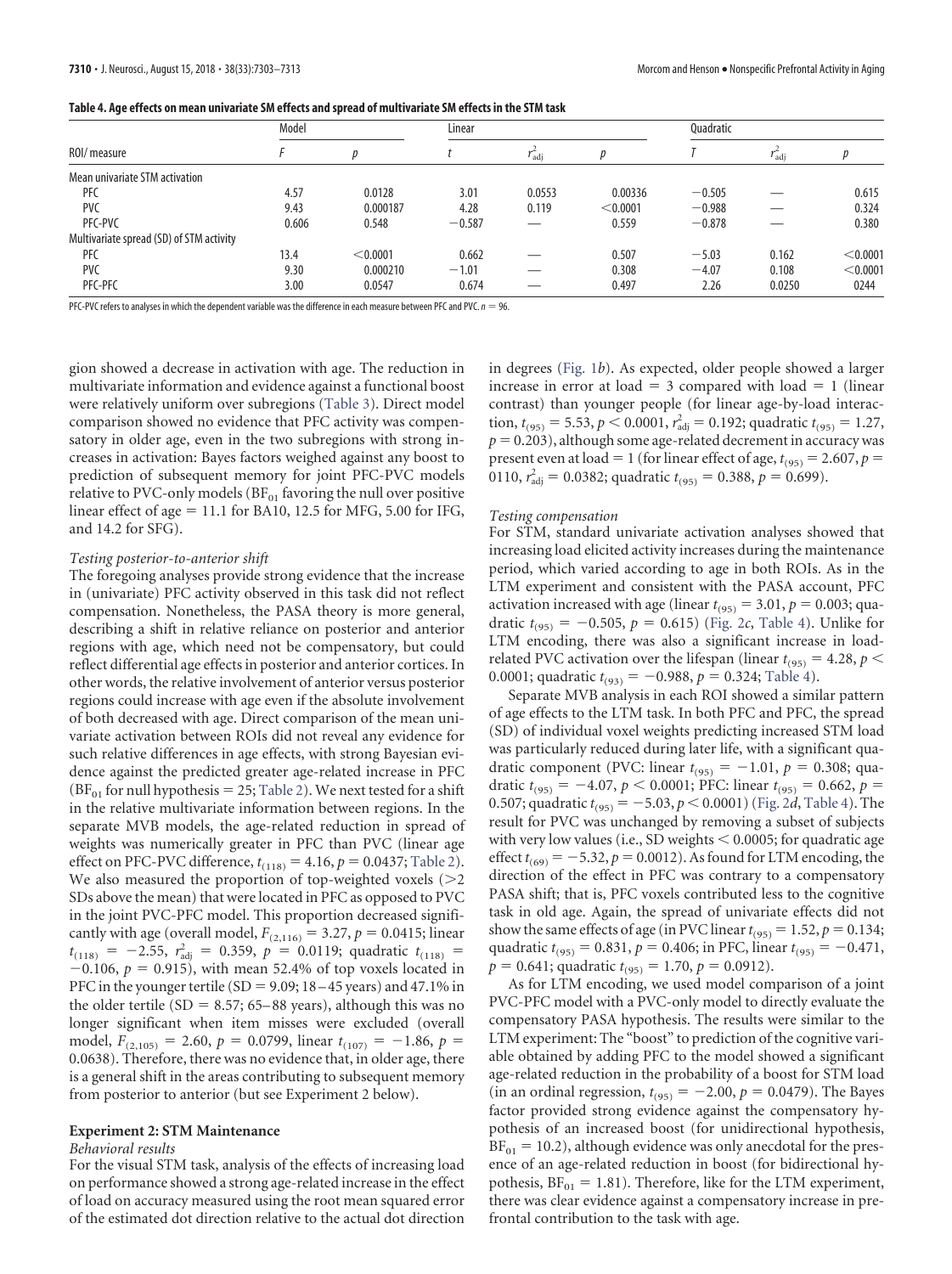**Table 4. Age effects on mean univariate SM effects and spread of multivariate SM effects in the STM task**

| ROI/ measure | Model | | Linear | | | Quadratic | | |
|---|---|---|---|---|---|---|---|---|
| | $F$ | $p$ | $t$ | $r^2_{adj}$ | $p$ | $T$ | $r^2_{adj}$ | $p$ |
| Mean univariate STM activation | | | | | | | | |
| PFC | 4.57 | 0.0128 | 3.01 | 0.0553 | 0.00336 | −0.505 | — | 0.615 |
| PVC | 9.43 | 0.000187 | 4.28 | 0.119 | <0.0001 | −0.988 | — | 0.324 |
| PFC-PVC | 0.606 | 0.548 | −0.587 | — | 0.559 | −0.878 | — | 0.380 |
| Multivariate spread (SD) of STM activity | | | | | | | | |
| PFC | 13.4 | <0.0001 | 0.662 | — | 0.507 | −5.03 | 0.162 | <0.0001 |
| PVC | 9.30 | 0.000210 | −1.01 | — | 0.308 | −4.07 | 0.108 | <0.0001 |
| PFC-PFC | 3.00 | 0.0547 | 0.674 | — | 0.497 | 2.26 | 0.0250 | 0244 |

PFC-PVC refers to analyses in which the dependent variable was the difference in each measure between PFC and PVC. $n = 96$.

gion showed a decrease in activation with age. The reduction in multivariate information and evidence against a functional boost were relatively uniform over subregions (Table 3). Direct model comparison showed no evidence that PFC activity was compensatory in older age, even in the two subregions with strong increases in activation: Bayes factors weighed against any boost to prediction of subsequent memory for joint PFC-PVC models relative to PVC-only models ($BF_{01}$ favoring the null over positive linear effect of age = 11.1 for BA10, 12.5 for MFG, 5.00 for IFG, and 14.2 for SFG).

*Testing posterior-to-anterior shift*

The foregoing analyses provide strong evidence that the increase in (univariate) PFC activity observed in this task did not reflect compensation. Nonetheless, the PASA theory is more general, describing a shift in relative reliance on posterior and anterior regions with age, which need not be compensatory, but could reflect differential age effects in posterior and anterior cortices. In other words, the relative involvement of anterior versus posterior regions could increase with age even if the absolute involvement of both decreased with age. Direct comparison of the mean univariate activation between ROIs did not reveal any evidence for such relative differences in age effects, with strong Bayesian evidence against the predicted greater age-related increase in PFC ($BF_{01}$ for null hypothesis = 25; Table 2). We next tested for a shift in the relative multivariate information between regions. In the separate MVB models, the age-related reduction in spread of weights was numerically greater in PFC than PVC (linear age effect on PFC-PVC difference, $t_{(118)} = 4.16$, $p = 0.00437$; Table 2). We also measured the proportion of top-weighted voxels (>2 SDs above the mean) that were located in PFC as opposed to PVC in the joint PVC-PFC model. This proportion decreased significantly with age (overall model, $F_{(2,116)} = 3.27$, $p = 0.0415$; linear $t_{(118)} = -2.55$, $r^2_{adj} = 0.359$, $p = 0.0119$; quadratic $t_{(118)} = -0.106$, $p = 0.915$), with mean 52.4% of top voxels located in PFC in the younger tertile (SD = 9.09; 18–45 years) and 47.1% in the older tertile (SD = 8.57; 65–88 years), although this was no longer significant when item misses were excluded (overall model, $F_{(2,105)} = 2.60$, $p = 0.0799$, linear $t_{(107)} = -1.86$, $p = 0.0638$). Therefore, there was no evidence that, in older age, there is a general shift in the areas contributing to subsequent memory from posterior to anterior (but see Experiment 2 below).

**Experiment 2: STM Maintenance**

*Behavioral results*

For the visual STM task, analysis of the effects of increasing load on performance showed a strong age-related increase in the effect of load on accuracy measured using the root mean squared error of the estimated dot direction relative to the actual dot direction in degrees (Fig. 1*b*). As expected, older people showed a larger increase in error at load = 3 compared with load = 1 (linear contrast) than younger people (for linear age-by-load interaction, $t_{(95)} = 5.53$, $p < 0.0001$, $r^2_{adj} = 0.192$; quadratic $t_{(95)} = 1.27$, $p = 0.203$), although some age-related decrement in accuracy was present even at load = 1 (for linear effect of age, $t_{(95)} = 2.607$, $p = 0110$, $r^2_{adj} = 0.0382$; quadratic $t_{(95)} = 0.388$, $p = 0.699$).

*Testing compensation*

For STM, standard univariate activation analyses showed that increasing load elicited activity increases during the maintenance period, which varied according to age in both ROIs. As in the LTM experiment and consistent with the PASA account, PFC activation increased with age (linear $t_{(95)} = 3.01$, $p = 0.003$; quadratic $t_{(95)} = -0.505$, $p = 0.615$) (Fig. 2*c*, Table 4). Unlike for LTM encoding, there was also a significant increase in load-related PVC activation over the lifespan (linear $t_{(95)} = 4.28$, $p < 0.0001$; quadratic $t_{(93)} = -0.988$, $p = 0.324$; Table 4).

Separate MVB analysis in each ROI showed a similar pattern of age effects to the LTM task. In both PFC and PFC, the spread (SD) of individual voxel weights predicting increased STM load was particularly reduced during later life, with a significant quadratic component (PVC: linear $t_{(95)} = -1.01$, $p = 0.308$; quadratic $t_{(95)} = -4.07$, $p < 0.0001$; PFC: linear $t_{(95)} = 0.662$, $p = 0.507$; quadratic $t_{(95)} = -5.03$, $p < 0.0001$) (Fig. 2*d*, Table 4). The result for PVC was unchanged by removing a subset of subjects with very low values (i.e., SD weights < 0.0005; for quadratic age effect $t_{(69)} = -5.32$, $p = 0.0012$). As found for LTM encoding, the direction of the effect in PFC was contrary to a compensatory PASA shift; that is, PFC voxels contributed less to the cognitive task in old age. Again, the spread of univariate effects did not show the same effects of age (in PVC linear $t_{(95)} = 1.52$, $p = 0.134$; quadratic $t_{(95)} = 0.831$, $p = 0.406$; in PFC, linear $t_{(95)} = -0.471$, $p = 0.641$; quadratic $t_{(95)} = 1.70$, $p = 0.0912$).

As for LTM encoding, we used model comparison of a joint PVC-PFC model with a PVC-only model to directly evaluate the compensatory PASA hypothesis. The results were similar to the LTM experiment: The "boost" to prediction of the cognitive variable obtained by adding PFC to the model showed a significant age-related reduction in the probability of a boost for STM load (in an ordinal regression, $t_{(95)} = -2.00$, $p = 0.0479$). The Bayes factor provided strong evidence against the compensatory hypothesis of an increased boost (for unidirectional hypothesis, $BF_{01} = 10.2$), although evidence was only anecdotal for the presence of an age-related reduction in boost (for bidirectional hypothesis, $BF_{01} = 1.81$). Therefore, like for the LTM experiment, there was clear evidence against a compensatory increase in prefrontal contribution to the task with age.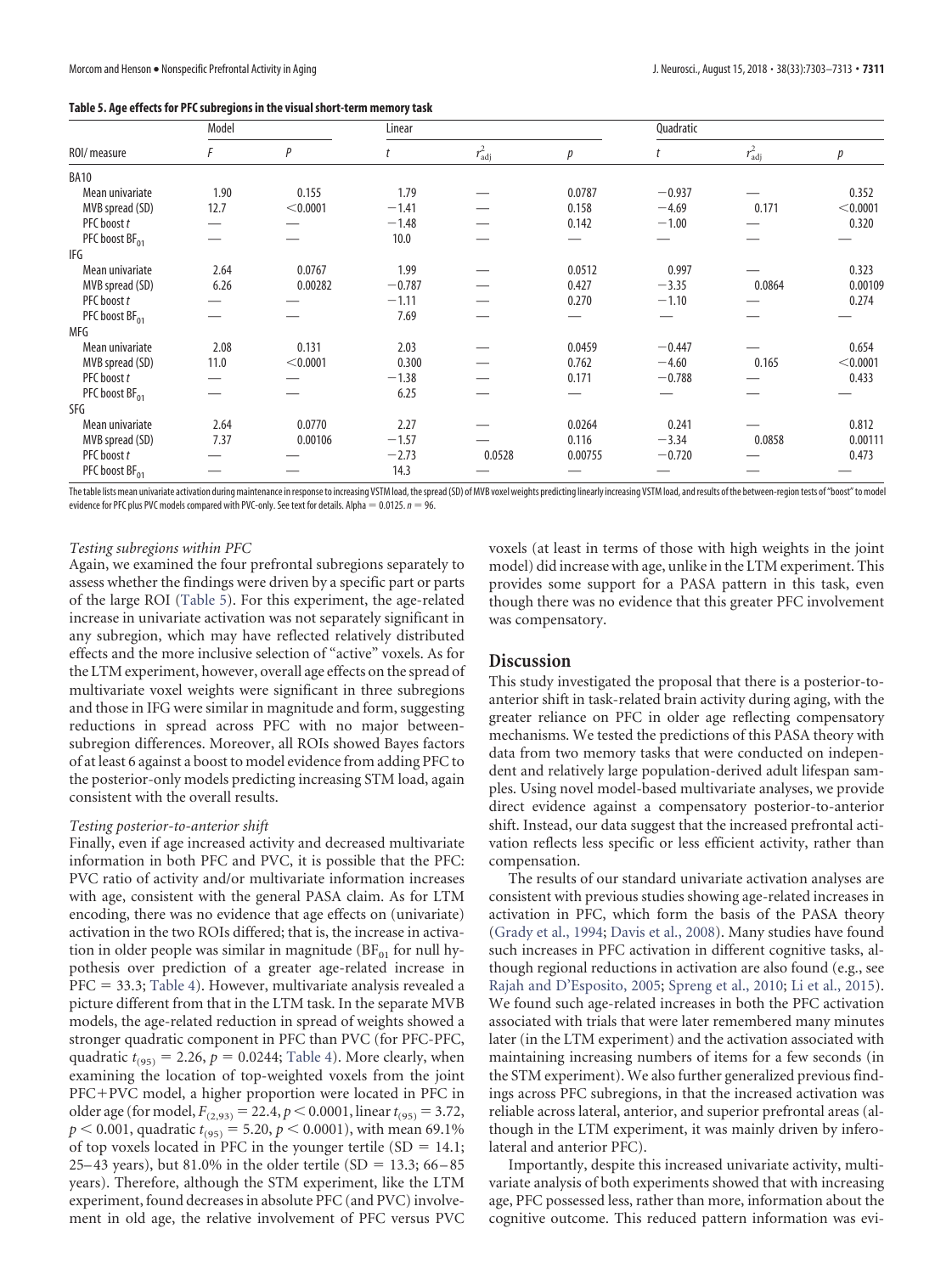**Table 5. Age effects for PFC subregions in the visual short-term memory task**

| ROI/ measure | Model | | Linear | | | Quadratic | | |
|---|---|---|---|---|---|---|---|---|
| | $F$ | $P$ | $t$ | $r^2_{adj}$ | $p$ | $t$ | $r^2_{adj}$ | $p$ |
| BA10 | | | | | | | | |
| Mean univariate | 1.90 | 0.155 | 1.79 | — | 0.0787 | −0.937 | — | 0.352 |
| MVB spread (SD) | 12.7 | <0.0001 | −1.41 | — | 0.158 | −4.69 | 0.171 | <0.0001 |
| PFC boost $t$ | — | — | −1.48 | — | 0.142 | −1.00 | — | 0.320 |
| PFC boost $BF_{01}$ | — | — | 10.0 | — | — | — | — | — |
| IFG | | | | | | | | |
| Mean univariate | 2.64 | 0.0767 | 1.99 | — | 0.0512 | 0.997 | — | 0.323 |
| MVB spread (SD) | 6.26 | 0.00282 | −0.787 | — | 0.427 | −3.35 | 0.0864 | 0.00109 |
| PFC boost $t$ | — | — | −1.11 | — | 0.270 | −1.10 | — | 0.274 |
| PFC boost $BF_{01}$ | — | — | 7.69 | — | — | — | — | — |
| MFG | | | | | | | | |
| Mean univariate | 2.08 | 0.131 | 2.03 | — | 0.0459 | −0.447 | — | 0.654 |
| MVB spread (SD) | 11.0 | <0.0001 | 0.300 | — | 0.762 | −4.60 | 0.165 | <0.0001 |
| PFC boost $t$ | — | — | −1.38 | — | 0.171 | −0.788 | — | 0.433 |
| PFC boost $BF_{01}$ | — | — | 6.25 | — | — | — | — | — |
| SFG | | | | | | | | |
| Mean univariate | 2.64 | 0.0770 | 2.27 | — | 0.0264 | 0.241 | — | 0.812 |
| MVB spread (SD) | 7.37 | 0.00106 | −1.57 | — | 0.116 | −3.34 | 0.0858 | 0.00111 |
| PFC boost $t$ | — | — | −2.73 | 0.0528 | 0.00755 | −0.720 | — | 0.473 |
| PFC boost $BF_{01}$ | — | — | 14.3 | — | — | — | — | — |

The table lists mean univariate activation during maintenance in response to increasing VSTM load, the spread (SD) of MVB voxel weights predicting linearly increasing VSTM load, and results of the between-region tests of "boost" to model evidence for PFC plus PVC models compared with PVC-only. See text for details. Alpha = 0.0125. $n = 96$.

*Testing subregions within PFC*

Again, we examined the four prefrontal subregions separately to assess whether the findings were driven by a specific part or parts of the large ROI (Table 5). For this experiment, the age-related increase in univariate activation was not separately significant in any subregion, which may have reflected relatively distributed effects and the more inclusive selection of "active" voxels. As for the LTM experiment, however, overall age effects on the spread of multivariate voxel weights were significant in three subregions and those in IFG were similar in magnitude and form, suggesting reductions in spread across PFC with no major between-subregion differences. Moreover, all ROIs showed Bayes factors of at least 6 against a boost to model evidence from adding PFC to the posterior-only models predicting increasing STM load, again consistent with the overall results.

*Testing posterior-to-anterior shift*

Finally, even if age increased activity and decreased multivariate information in both PFC and PVC, it is possible that the PFC: PVC ratio of activity and/or multivariate information increases with age, consistent with the general PASA claim. As for LTM encoding, there was no evidence that age effects on (univariate) activation in the two ROIs differed; that is, the increase in activation in older people was similar in magnitude ($BF_{01}$ for null hypothesis over prediction of a greater age-related increase in PFC = 33.3; Table 4). However, multivariate analysis revealed a picture different from that in the LTM task. In the separate MVB models, the age-related reduction in spread of weights showed a stronger quadratic component in PFC than PVC (for PFC-PFC, quadratic $t_{(95)} = 2.26$, $p = 0.0244$; Table 4). More clearly, when examining the location of top-weighted voxels from the joint PFC+PVC model, a higher proportion were located in PFC in older age (for model, $F_{(2,93)} = 22.4$, $p < 0.0001$, linear $t_{(95)} = 3.72$, $p < 0.001$, quadratic $t_{(95)} = 5.20$, $p < 0.0001$), with mean 69.1% of top voxels located in PFC in the younger tertile (SD = 14.1; 25–43 years), but 81.0% in the older tertile (SD = 13.3; 66–85 years). Therefore, although the STM experiment, like the LTM experiment, found decreases in absolute PFC (and PVC) involvement in old age, the relative involvement of PFC versus PVC voxels (at least in terms of those with high weights in the joint model) did increase with age, unlike in the LTM experiment. This provides some support for a PASA pattern in this task, even though there was no evidence that this greater PFC involvement was compensatory.

## Discussion

This study investigated the proposal that there is a posterior-to-anterior shift in task-related brain activity during aging, with the greater reliance on PFC in older age reflecting compensatory mechanisms. We tested the predictions of this PASA theory with data from two memory tasks that were conducted on independent and relatively large population-derived adult lifespan samples. Using novel model-based multivariate analyses, we provide direct evidence against a compensatory posterior-to-anterior shift. Instead, our data suggest that the increased prefrontal activation reflects less specific or less efficient activity, rather than compensation.

The results of our standard univariate activation analyses are consistent with previous studies showing age-related increases in activation in PFC, which form the basis of the PASA theory (Grady et al., 1994; Davis et al., 2008). Many studies have found such increases in PFC activation in different cognitive tasks, although regional reductions in activation are also found (e.g., see Rajah and D'Esposito, 2005; Spreng et al., 2010; Li et al., 2015). We found such age-related increases in both the PFC activation associated with trials that were later remembered many minutes later (in the LTM experiment) and the activation associated with maintaining increasing numbers of items for a few seconds (in the STM experiment). We also further generalized previous findings across PFC subregions, in that the increased activation was reliable across lateral, anterior, and superior prefrontal areas (although in the LTM experiment, it was mainly driven by inferolateral and anterior PFC).

Importantly, despite this increased univariate activity, multivariate analysis of both experiments showed that with increasing age, PFC possessed less, rather than more, information about the cognitive outcome. This reduced pattern information was evi-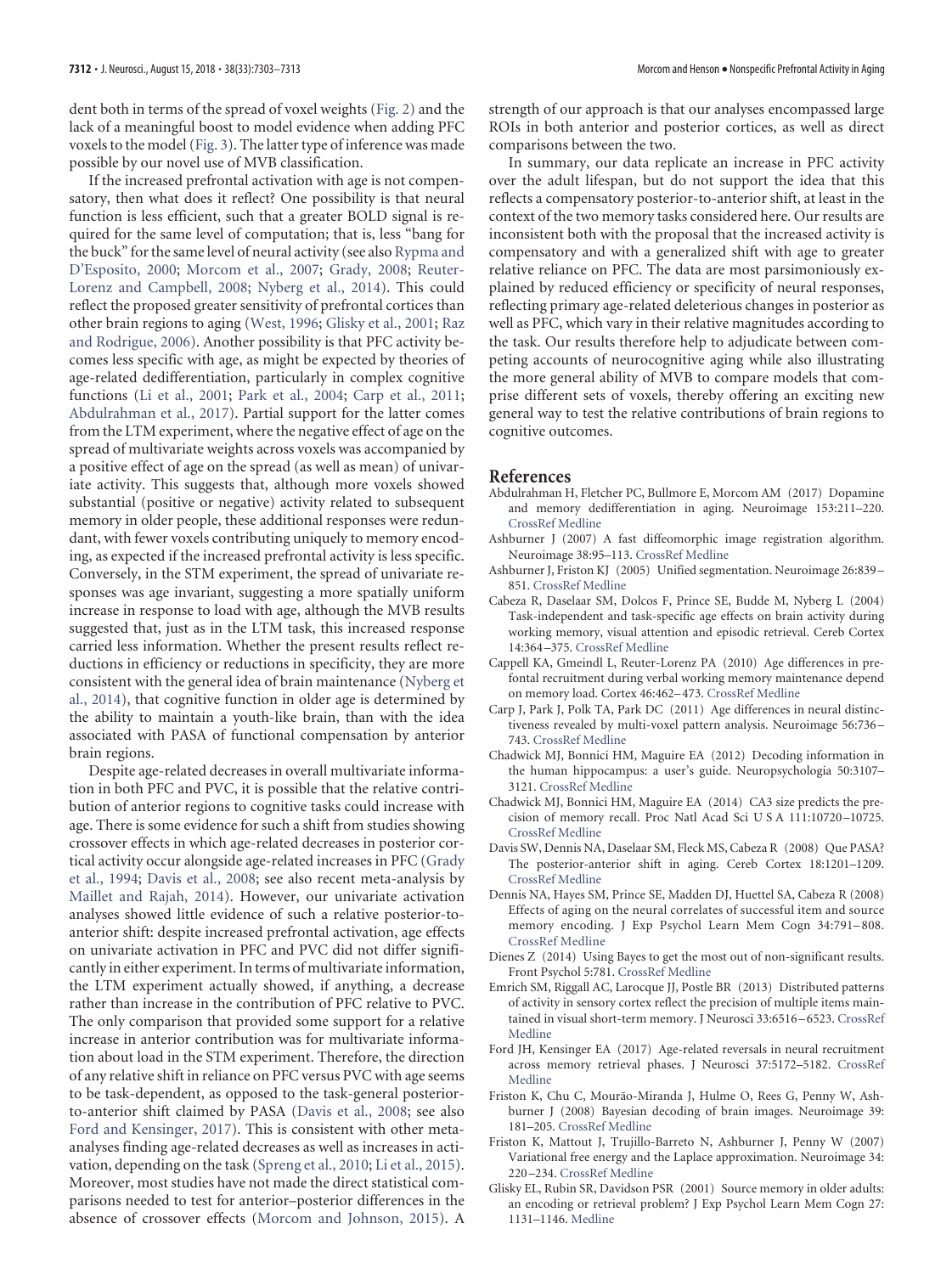dent both in terms of the spread of voxel weights (Fig. 2) and the lack of a meaningful boost to model evidence when adding PFC voxels to the model (Fig. 3). The latter type of inference was made possible by our novel use of MVB classification.

If the increased prefrontal activation with age is not compensatory, then what does it reflect? One possibility is that neural function is less efficient, such that a greater BOLD signal is required for the same level of computation; that is, less "bang for the buck" for the same level of neural activity (see also Rypma and D'Esposito, 2000; Morcom et al., 2007; Grady, 2008; Reuter-Lorenz and Campbell, 2008; Nyberg et al., 2014). This could reflect the proposed greater sensitivity of prefrontal cortices than other brain regions to aging (West, 1996; Glisky et al., 2001; Raz and Rodrigue, 2006). Another possibility is that PFC activity becomes less specific with age, as might be expected by theories of age-related dedifferentiation, particularly in complex cognitive functions (Li et al., 2001; Park et al., 2004; Carp et al., 2011; Abdulrahman et al., 2017). Partial support for the latter comes from the LTM experiment, where the negative effect of age on the spread of multivariate weights across voxels was accompanied by a positive effect of age on the spread (as well as mean) of univariate activity. This suggests that, although more voxels showed substantial (positive or negative) activity related to subsequent memory in older people, these additional responses were redundant, with fewer voxels contributing uniquely to memory encoding, as expected if the increased prefrontal activity is less specific. Conversely, in the STM experiment, the spread of univariate responses was age invariant, suggesting a more spatially uniform increase in response to load with age, although the MVB results suggested that, just as in the LTM task, this increased response carried less information. Whether the present results reflect reductions in efficiency or reductions in specificity, they are more consistent with the general idea of brain maintenance (Nyberg et al., 2014), that cognitive function in older age is determined by the ability to maintain a youth-like brain, than with the idea associated with PASA of functional compensation by anterior brain regions.

Despite age-related decreases in overall multivariate information in both PFC and PVC, it is possible that the relative contribution of anterior regions to cognitive tasks could increase with age. There is some evidence for such a shift from studies showing crossover effects in which age-related decreases in posterior cortical activity occur alongside age-related increases in PFC (Grady et al., 1994; Davis et al., 2008; see also recent meta-analysis by Maillet and Rajah, 2014). However, our univariate activation analyses showed little evidence of such a relative posterior-to-anterior shift: despite increased prefrontal activation, age effects on univariate activation in PFC and PVC did not differ significantly in either experiment. In terms of multivariate information, the LTM experiment actually showed, if anything, a decrease rather than increase in the contribution of PFC relative to PVC. The only comparison that provided some support for a relative increase in anterior contribution was for multivariate information about load in the STM experiment. Therefore, the direction of any relative shift in reliance on PFC versus PVC with age seems to be task-dependent, as opposed to the task-general posterior-to-anterior shift claimed by PASA (Davis et al., 2008; see also Ford and Kensinger, 2017). This is consistent with other meta-analyses finding age-related decreases as well as increases in activation, depending on the task (Spreng et al., 2010; Li et al., 2015). Moreover, most studies have not made the direct statistical comparisons needed to test for anterior–posterior differences in the absence of crossover effects (Morcom and Johnson, 2015). A strength of our approach is that our analyses encompassed large ROIs in both anterior and posterior cortices, as well as direct comparisons between the two.

In summary, our data replicate an increase in PFC activity over the adult lifespan, but do not support the idea that this reflects a compensatory posterior-to-anterior shift, at least in the context of the two memory tasks considered here. Our results are inconsistent both with the proposal that the increased activity is compensatory and with a generalized shift with age to greater relative reliance on PFC. The data are most parsimoniously explained by reduced efficiency or specificity of neural responses, reflecting primary age-related deleterious changes in posterior as well as PFC, which vary in their relative magnitudes according to the task. Our results therefore help to adjudicate between competing accounts of neurocognitive aging while also illustrating the more general ability of MVB to compare models that comprise different sets of voxels, thereby offering an exciting new general way to test the relative contributions of brain regions to cognitive outcomes.

## References

Abdulrahman H, Fletcher PC, Bullmore E, Morcom AM (2017) Dopamine and memory dedifferentiation in aging. Neuroimage 153:211–220. CrossRef Medline

Ashburner J (2007) A fast diffeomorphic image registration algorithm. Neuroimage 38:95–113. CrossRef Medline

Ashburner J, Friston KJ (2005) Unified segmentation. Neuroimage 26:839–851. CrossRef Medline

Cabeza R, Daselaar SM, Dolcos F, Prince SE, Budde M, Nyberg L (2004) Task-independent and task-specific age effects on brain activity during working memory, visual attention and episodic retrieval. Cereb Cortex 14:364–375. CrossRef Medline

Cappell KA, Gmeindl L, Reuter-Lorenz PA (2010) Age differences in prefontal recruitment during verbal working memory maintenance depend on memory load. Cortex 46:462–473. CrossRef Medline

Carp J, Park J, Polk TA, Park DC (2011) Age differences in neural distinctiveness revealed by multi-voxel pattern analysis. Neuroimage 56:736–743. CrossRef Medline

Chadwick MJ, Bonnici HM, Maguire EA (2012) Decoding information in the human hippocampus: a user's guide. Neuropsychologia 50:3107–3121. CrossRef Medline

Chadwick MJ, Bonnici HM, Maguire EA (2014) CA3 size predicts the precision of memory recall. Proc Natl Acad Sci U S A 111:10720–10725. CrossRef Medline

Davis SW, Dennis NA, Daselaar SM, Fleck MS, Cabeza R (2008) Que PASA? The posterior-anterior shift in aging. Cereb Cortex 18:1201–1209. CrossRef Medline

Dennis NA, Hayes SM, Prince SE, Madden DJ, Huettel SA, Cabeza R (2008) Effects of aging on the neural correlates of successful item and source memory encoding. J Exp Psychol Learn Mem Cogn 34:791–808. CrossRef Medline

Dienes Z (2014) Using Bayes to get the most out of non-significant results. Front Psychol 5:781. CrossRef Medline

Emrich SM, Riggall AC, Larocque JJ, Postle BR (2013) Distributed patterns of activity in sensory cortex reflect the precision of multiple items maintained in visual short-term memory. J Neurosci 33:6516–6523. CrossRef Medline

Ford JH, Kensinger EA (2017) Age-related reversals in neural recruitment across memory retrieval phases. J Neurosci 37:5172–5182. CrossRef Medline

Friston K, Chu C, Mourão-Miranda J, Hulme O, Rees G, Penny W, Ashburner J (2008) Bayesian decoding of brain images. Neuroimage 39:181–205. CrossRef Medline

Friston K, Mattout J, Trujillo-Barreto N, Ashburner J, Penny W (2007) Variational free energy and the Laplace approximation. Neuroimage 34:220–234. CrossRef Medline

Glisky EL, Rubin SR, Davidson PSR (2001) Source memory in older adults: an encoding or retrieval problem? J Exp Psychol Learn Mem Cogn 27:1131–1146. Medline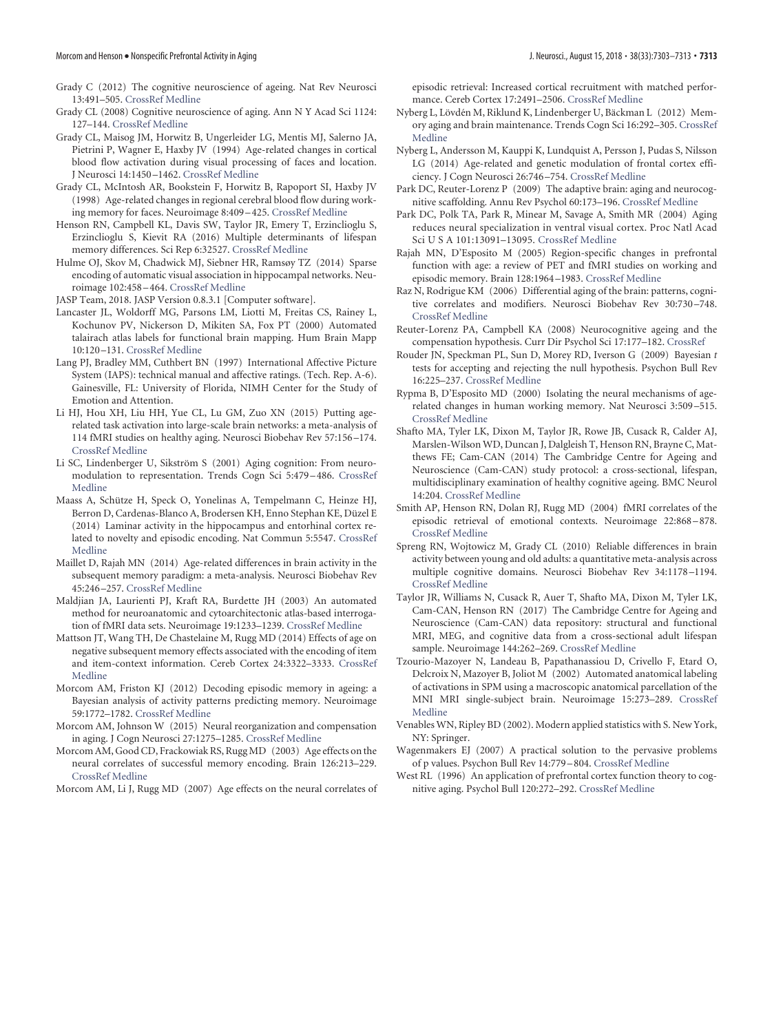Grady C (2012) The cognitive neuroscience of ageing. Nat Rev Neurosci 13:491–505. CrossRef Medline

Grady CL (2008) Cognitive neuroscience of aging. Ann N Y Acad Sci 1124: 127–144. CrossRef Medline

Grady CL, Maisog JM, Horwitz B, Ungerleider LG, Mentis MJ, Salerno JA, Pietrini P, Wagner E, Haxby JV (1994) Age-related changes in cortical blood flow activation during visual processing of faces and location. J Neurosci 14:1450–1462. CrossRef Medline

Grady CL, McIntosh AR, Bookstein F, Horwitz B, Rapoport SI, Haxby JV (1998) Age-related changes in regional cerebral blood flow during working memory for faces. Neuroimage 8:409–425. CrossRef Medline

Henson RN, Campbell KL, Davis SW, Taylor JR, Emery T, Erzinclioglu S, Erzinclioglu S, Kievit RA (2016) Multiple determinants of lifespan memory differences. Sci Rep 6:32527. CrossRef Medline

Hulme OJ, Skov M, Chadwick MJ, Siebner HR, Ramsøy TZ (2014) Sparse encoding of automatic visual association in hippocampal networks. Neuroimage 102:458–464. CrossRef Medline

JASP Team, 2018. JASP Version 0.8.3.1 [Computer software].

Lancaster JL, Woldorff MG, Parsons LM, Liotti M, Freitas CS, Rainey L, Kochunov PV, Nickerson D, Mikiten SA, Fox PT (2000) Automated talairach atlas labels for functional brain mapping. Hum Brain Mapp 10:120–131. CrossRef Medline

Lang PJ, Bradley MM, Cuthbert BN (1997) International Affective Picture System (IAPS): technical manual and affective ratings. (Tech. Rep. A-6). Gainesville, FL: University of Florida, NIMH Center for the Study of Emotion and Attention.

Li HJ, Hou XH, Liu HH, Yue CL, Lu GM, Zuo XN (2015) Putting age-related task activation into large-scale brain networks: a meta-analysis of 114 fMRI studies on healthy aging. Neurosci Biobehav Rev 57:156–174. CrossRef Medline

Li SC, Lindenberger U, Sikström S (2001) Aging cognition: From neuromodulation to representation. Trends Cogn Sci 5:479–486. CrossRef Medline

Maass A, Schütze H, Speck O, Yonelinas A, Tempelmann C, Heinze HJ, Berron D, Cardenas-Blanco A, Brodersen KH, Enno Stephan KE, Düzel E (2014) Laminar activity in the hippocampus and entorhinal cortex related to novelty and episodic encoding. Nat Commun 5:5547. CrossRef Medline

Maillet D, Rajah MN (2014) Age-related differences in brain activity in the subsequent memory paradigm: a meta-analysis. Neurosci Biobehav Rev 45:246–257. CrossRef Medline

Maldjian JA, Laurienti PJ, Kraft RA, Burdette JH (2003) An automated method for neuroanatomic and cytoarchitectonic atlas-based interrogation of fMRI data sets. Neuroimage 19:1233–1239. CrossRef Medline

Mattson JT, Wang TH, De Chastelaine M, Rugg MD (2014) Effects of age on negative subsequent memory effects associated with the encoding of item and item-context information. Cereb Cortex 24:3322–3333. CrossRef Medline

Morcom AM, Friston KJ (2012) Decoding episodic memory in ageing: a Bayesian analysis of activity patterns predicting memory. Neuroimage 59:1772–1782. CrossRef Medline

Morcom AM, Johnson W (2015) Neural reorganization and compensation in aging. J Cogn Neurosci 27:1275–1285. CrossRef Medline

Morcom AM, Good CD, Frackowiak RS, Rugg MD (2003) Age effects on the neural correlates of successful memory encoding. Brain 126:213–229. CrossRef Medline

Morcom AM, Li J, Rugg MD (2007) Age effects on the neural correlates of episodic retrieval: Increased cortical recruitment with matched performance. Cereb Cortex 17:2491–2506. CrossRef Medline

Nyberg L, Lövdén M, Riklund K, Lindenberger U, Bäckman L (2012) Memory aging and brain maintenance. Trends Cogn Sci 16:292–305. CrossRef Medline

Nyberg L, Andersson M, Kauppi K, Lundquist A, Persson J, Pudas S, Nilsson LG (2014) Age-related and genetic modulation of frontal cortex efficiency. J Cogn Neurosci 26:746–754. CrossRef Medline

Park DC, Reuter-Lorenz P (2009) The adaptive brain: aging and neurocognitive scaffolding. Annu Rev Psychol 60:173–196. CrossRef Medline

Park DC, Polk TA, Park R, Minear M, Savage A, Smith MR (2004) Aging reduces neural specialization in ventral visual cortex. Proc Natl Acad Sci U S A 101:13091–13095. CrossRef Medline

Rajah MN, D'Esposito M (2005) Region-specific changes in prefrontal function with age: a review of PET and fMRI studies on working and episodic memory. Brain 128:1964–1983. CrossRef Medline

Raz N, Rodrigue KM (2006) Differential aging of the brain: patterns, cognitive correlates and modifiers. Neurosci Biobehav Rev 30:730–748. CrossRef Medline

Reuter-Lorenz PA, Campbell KA (2008) Neurocognitive ageing and the compensation hypothesis. Curr Dir Psychol Sci 17:177–182. CrossRef

Rouder JN, Speckman PL, Sun D, Morey RD, Iverson G (2009) Bayesian *t* tests for accepting and rejecting the null hypothesis. Psychon Bull Rev 16:225–237. CrossRef Medline

Rypma B, D'Esposito MD (2000) Isolating the neural mechanisms of age-related changes in human working memory. Nat Neurosci 3:509–515. CrossRef Medline

Shafto MA, Tyler LK, Dixon M, Taylor JR, Rowe JB, Cusack R, Calder AJ, Marslen-Wilson WD, Duncan J, Dalgleish T, Henson RN, Brayne C, Matthews FE; Cam-CAN (2014) The Cambridge Centre for Ageing and Neuroscience (Cam-CAN) study protocol: a cross-sectional, lifespan, multidisciplinary examination of healthy cognitive ageing. BMC Neurol 14:204. CrossRef Medline

Smith AP, Henson RN, Dolan RJ, Rugg MD (2004) fMRI correlates of the episodic retrieval of emotional contexts. Neuroimage 22:868–878. CrossRef Medline

Spreng RN, Wojtowicz M, Grady CL (2010) Reliable differences in brain activity between young and old adults: a quantitative meta-analysis across multiple cognitive domains. Neurosci Biobehav Rev 34:1178–1194. CrossRef Medline

Taylor JR, Williams N, Cusack R, Auer T, Shafto MA, Dixon M, Tyler LK, Cam-CAN, Henson RN (2017) The Cambridge Centre for Ageing and Neuroscience (Cam-CAN) data repository: structural and functional MRI, MEG, and cognitive data from a cross-sectional adult lifespan sample. Neuroimage 144:262–269. CrossRef Medline

Tzourio-Mazoyer N, Landeau B, Papathanassiou D, Crivello F, Etard O, Delcroix N, Mazoyer B, Joliot M (2002) Automated anatomical labeling of activations in SPM using a macroscopic anatomical parcellation of the MNI MRI single-subject brain. Neuroimage 15:273–289. CrossRef Medline

Venables WN, Ripley BD (2002). Modern applied statistics with S. New York, NY: Springer.

Wagenmakers EJ (2007) A practical solution to the pervasive problems of p values. Psychon Bull Rev 14:779–804. CrossRef Medline

West RL (1996) An application of prefrontal cortex function theory to cognitive aging. Psychol Bull 120:272–292. CrossRef Medline